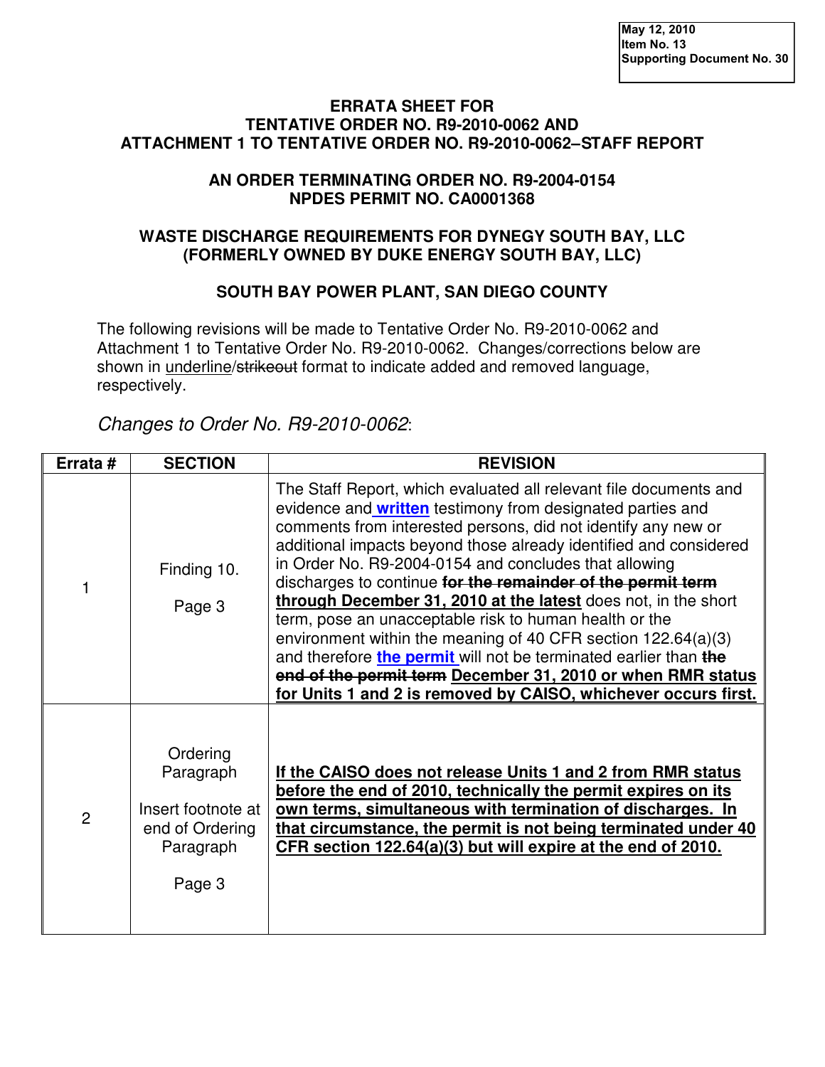May 12, 2010
Item No. 13
Supporting Document No. 30

**ERRATA SHEET FOR**
**TENTATIVE ORDER NO. R9-2010-0062 AND**
**ATTACHMENT 1 TO TENTATIVE ORDER NO. R9-2010-0062–STAFF REPORT**

**AN ORDER TERMINATING ORDER NO. R9-2004-0154**
**NPDES PERMIT NO. CA0001368**

**WASTE DISCHARGE REQUIREMENTS FOR DYNEGY SOUTH BAY, LLC**
**(FORMERLY OWNED BY DUKE ENERGY SOUTH BAY, LLC)**

**SOUTH BAY POWER PLANT, SAN DIEGO COUNTY**

The following revisions will be made to Tentative Order No. R9-2010-0062 and Attachment 1 to Tentative Order No. R9-2010-0062. Changes/corrections below are shown in <u>underline</u>/~~strikeout~~ format to indicate added and removed language, respectively.

*Changes to Order No. R9-2010-0062*:

| Errata # | SECTION | REVISION |
|---|---|---|
| 1 | Finding 10. Page 3 | The Staff Report, which evaluated all relevant file documents and evidence and **<u>written</u>** testimony from designated parties and comments from interested persons, did not identify any new or additional impacts beyond those already identified and considered in Order No. R9-2004-0154 and concludes that allowing discharges to continue **~~for the remainder of the permit term~~** **<u>through December 31, 2010 at the latest</u>** does not, in the short term, pose an unacceptable risk to human health or the environment within the meaning of 40 CFR section 122.64(a)(3) and therefore **<u>the permit</u>** will not be terminated earlier than **~~the end of the permit term~~** **<u>December 31, 2010 or when RMR status for Units 1 and 2 is removed by CAISO, whichever occurs first.</u>** |
| 2 | Ordering Paragraph<br>Insert footnote at end of Ordering Paragraph<br>Page 3 | **<u>If the CAISO does not release Units 1 and 2 from RMR status before the end of 2010, technically the permit expires on its own terms, simultaneous with termination of discharges. In that circumstance, the permit is not being terminated under 40 CFR section 122.64(a)(3) but will expire at the end of 2010.</u>** |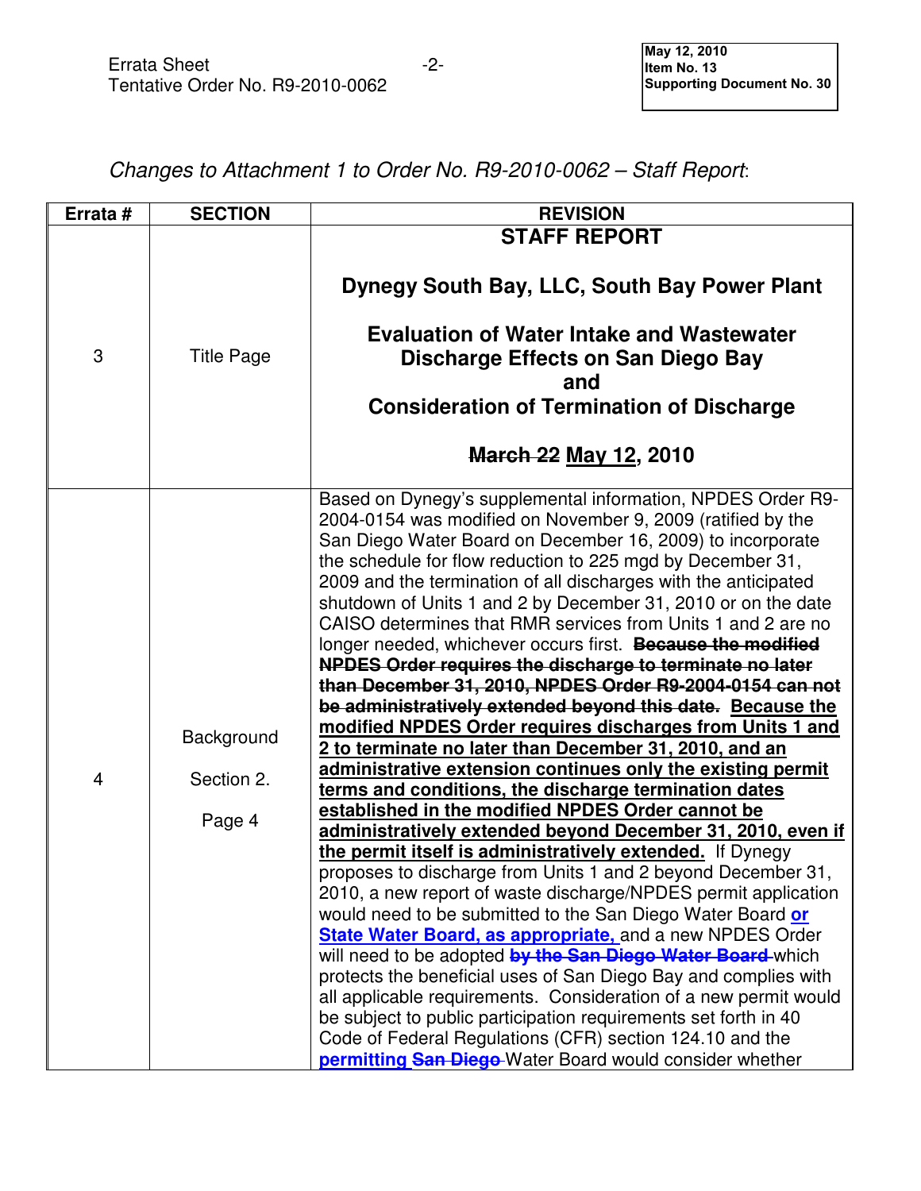Changes to Attachment 1 to Order No. R9-2010-0062 – Staff Report:

| Errata # | SECTION | REVISION |
|---|---|---|
| 3 | Title Page | **STAFF REPORT**<br><br>**Dynegy South Bay, LLC, South Bay Power Plant**<br><br>**Evaluation of Water Intake and Wastewater Discharge Effects on San Diego Bay and Consideration of Termination of Discharge**<br><br>**~~March 22~~ <u>May 12</u>, 2010** |
| 4 | Background Section 2. Page 4 | Based on Dynegy's supplemental information, NPDES Order R9-2004-0154 was modified on November 9, 2009 (ratified by the San Diego Water Board on December 16, 2009) to incorporate the schedule for flow reduction to 225 mgd by December 31, 2009 and the termination of all discharges with the anticipated shutdown of Units 1 and 2 by December 31, 2010 or on the date CAISO determines that RMR services from Units 1 and 2 are no longer needed, whichever occurs first. **~~Because the modified NPDES Order requires the discharge to terminate no later than December 31, 2010, NPDES Order R9-2004-0154 can not be administratively extended beyond this date.~~** **<u>Because the modified NPDES Order requires discharges from Units 1 and 2 to terminate no later than December 31, 2010, and an administrative extension continues only the existing permit terms and conditions, the discharge termination dates established in the modified NPDES Order cannot be administratively extended beyond December 31, 2010, even if the permit itself is administratively extended.</u>** If Dynegy proposes to discharge from Units 1 and 2 beyond December 31, 2010, a new report of waste discharge/NPDES permit application would need to be submitted to the San Diego Water Board **<u>or State Water Board, as appropriate,</u>** and a new NPDES Order will need to be adopted **~~by the San Diego Water Board~~** which protects the beneficial uses of San Diego Bay and complies with all applicable requirements. Consideration of a new permit would be subject to public participation requirements set forth in 40 Code of Federal Regulations (CFR) section 124.10 and the **<u>permitting</u>** **~~San Diego~~** Water Board would consider whether |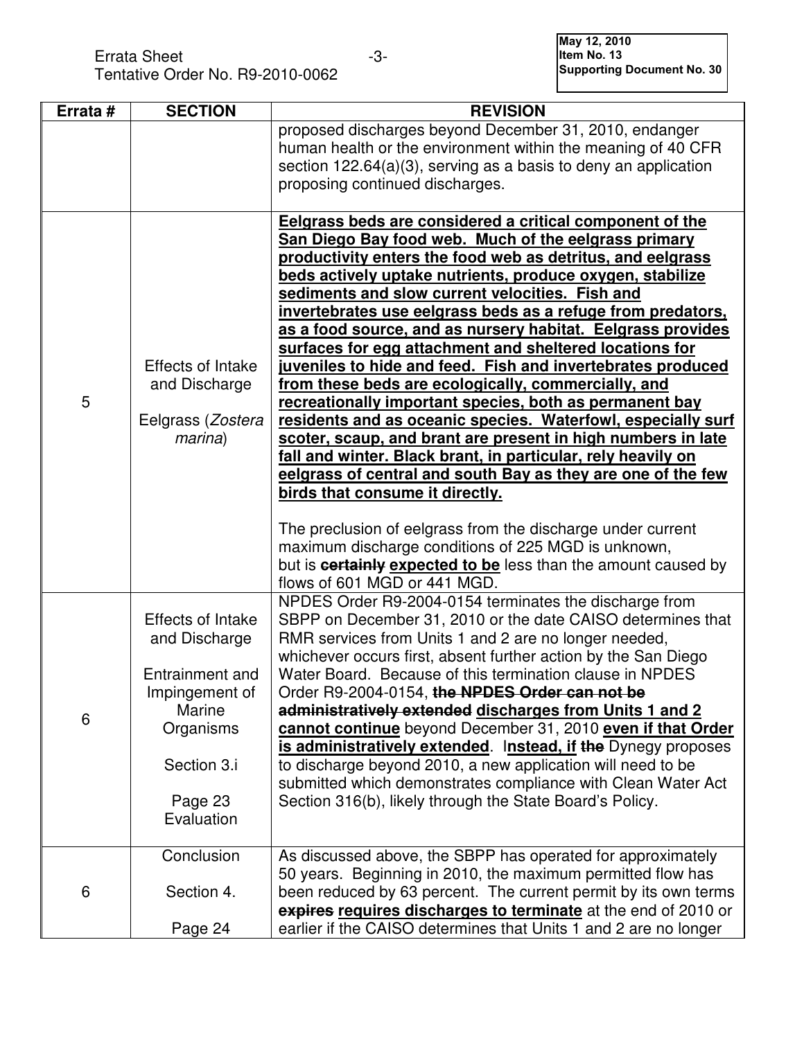| Errata # | SECTION | REVISION |
|---|---|---|
| | | proposed discharges beyond December 31, 2010, endanger human health or the environment within the meaning of 40 CFR section 122.64(a)(3), serving as a basis to deny an application proposing continued discharges. |
| 5 | Effects of Intake and Discharge<br><br>Eelgrass (*Zostera marina*) | **<u>Eelgrass beds are considered a critical component of the San Diego Bay food web. Much of the eelgrass primary productivity enters the food web as detritus, and eelgrass beds actively uptake nutrients, produce oxygen, stabilize sediments and slow current velocities. Fish and invertebrates use eelgrass beds as a refuge from predators, as a food source, and as nursery habitat. Eelgrass provides surfaces for egg attachment and sheltered locations for juveniles to hide and feed. Fish and invertebrates produced from these beds are ecologically, commercially, and recreationally important species, both as permanent bay residents and as oceanic species. Waterfowl, especially surf scoter, scaup, and brant are present in high numbers in late fall and winter. Black brant, in particular, rely heavily on eelgrass of central and south Bay as they are one of the few birds that consume it directly.</u>**<br><br>The preclusion of eelgrass from the discharge under current maximum discharge conditions of 225 MGD is unknown, but is ~~**certainly**~~ **<u>expected to be</u>** less than the amount caused by flows of 601 MGD or 441 MGD. |
| 6 | Effects of Intake and Discharge<br><br>Entrainment and Impingement of Marine Organisms<br><br>Section 3.i<br><br>Page 23 Evaluation | NPDES Order R9-2004-0154 terminates the discharge from SBPP on December 31, 2010 or the date CAISO determines that RMR services from Units 1 and 2 are no longer needed, whichever occurs first, absent further action by the San Diego Water Board. Because of this termination clause in NPDES Order R9-2004-0154, ~~**the NPDES Order can not be administratively extended**~~ **<u>discharges from Units 1 and 2 cannot continue</u>** beyond December 31, 2010 **<u>even if that Order is administratively extended</u>**. I**<u>nstead, if</u>** ~~**the**~~ Dynegy proposes to discharge beyond 2010, a new application will need to be submitted which demonstrates compliance with Clean Water Act Section 316(b), likely through the State Board's Policy. |
| 6 | Conclusion<br><br>Section 4.<br><br>Page 24 | As discussed above, the SBPP has operated for approximately 50 years. Beginning in 2010, the maximum permitted flow has been reduced by 63 percent. The current permit by its own terms ~~**expires**~~ **<u>requires discharges to terminate</u>** at the end of 2010 or earlier if the CAISO determines that Units 1 and 2 are no longer |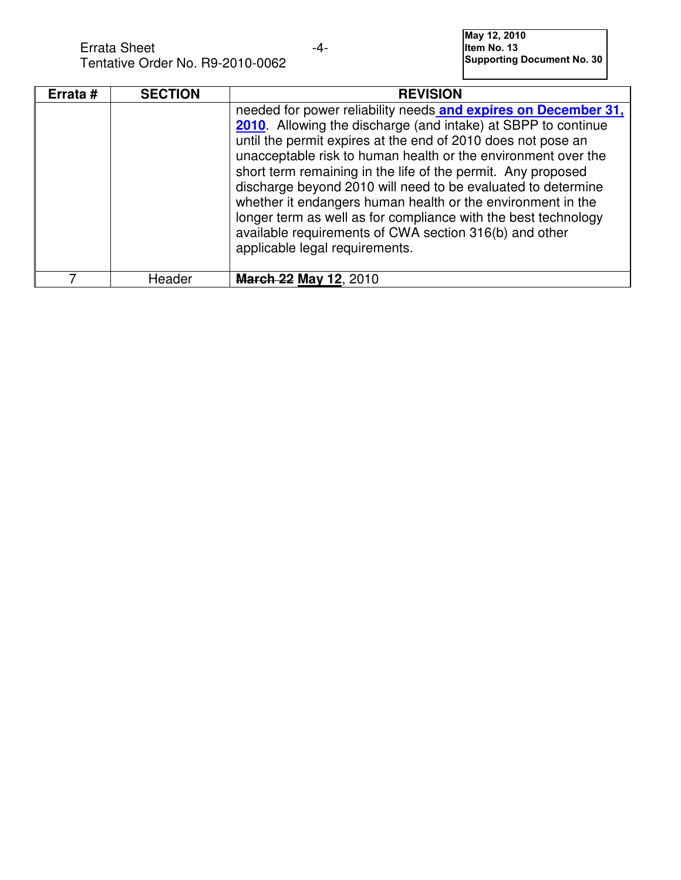| Errata # | SECTION | REVISION |
|---|---|---|
| | | needed for power reliability needs **and expires on December 31, 2010**. Allowing the discharge (and intake) at SBPP to continue until the permit expires at the end of 2010 does not pose an unacceptable risk to human health or the environment over the short term remaining in the life of the permit. Any proposed discharge beyond 2010 will need to be evaluated to determine whether it endangers human health or the environment in the longer term as well as for compliance with the best technology available requirements of CWA section 316(b) and other applicable legal requirements. |
| 7 | Header | ~~March 22~~ **May 12**, 2010 |